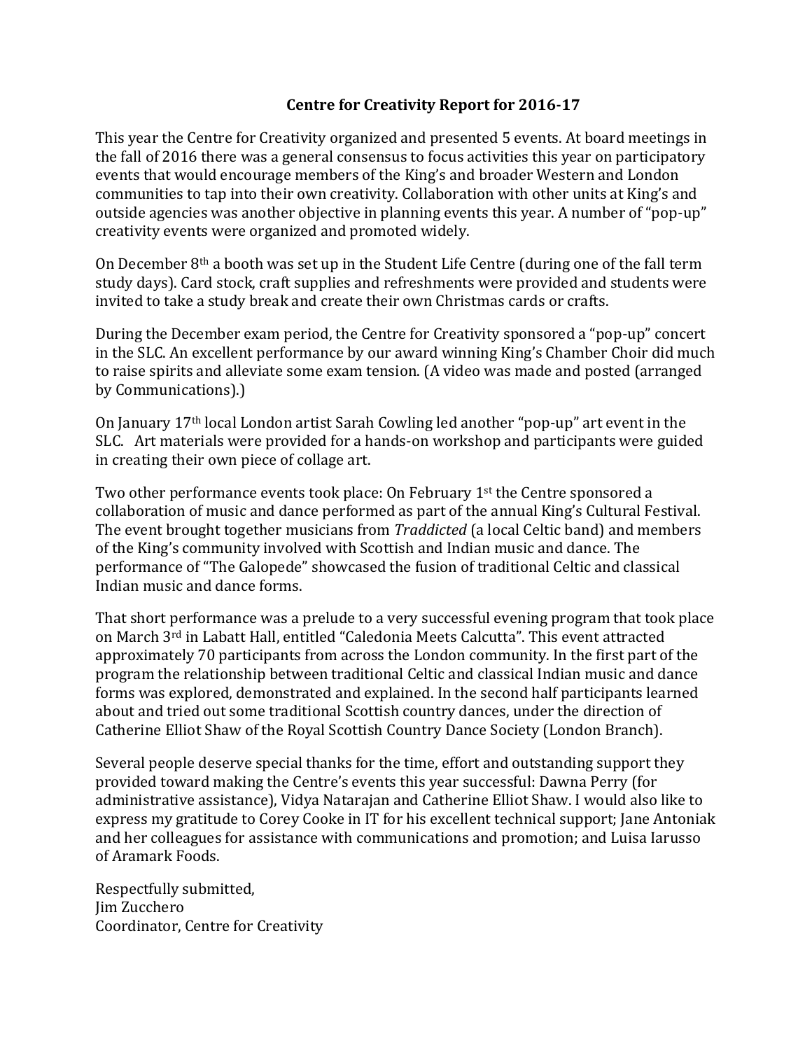# Centre for Creativity Report for 2016-17

This year the Centre for Creativity organized and presented 5 events. At board meetings in the fall of 2016 there was a general consensus to focus activities this year on participatory events that would encourage members of the King's and broader Western and London communities to tap into their own creativity. Collaboration with other units at King's and outside agencies was another objective in planning events this year. A number of "pop-up" creativity events were organized and promoted widely.

On December 8th a booth was set up in the Student Life Centre (during one of the fall term study days). Card stock, craft supplies and refreshments were provided and students were invited to take a study break and create their own Christmas cards or crafts.

During the December exam period, the Centre for Creativity sponsored a "pop-up" concert in the SLC. An excellent performance by our award winning King's Chamber Choir did much to raise spirits and alleviate some exam tension. (A video was made and posted (arranged by Communications).)

On January 17th local London artist Sarah Cowling led another "pop-up" art event in the SLC. Art materials were provided for a hands-on workshop and participants were guided in creating their own piece of collage art.

Two other performance events took place: On February 1st the Centre sponsored a collaboration of music and dance performed as part of the annual King's Cultural Festival. The event brought together musicians from *Traddicted* (a local Celtic band) and members of the King's community involved with Scottish and Indian music and dance. The performance of "The Galopede" showcased the fusion of traditional Celtic and classical Indian music and dance forms.

That short performance was a prelude to a very successful evening program that took place on March 3rd in Labatt Hall, entitled "Caledonia Meets Calcutta". This event attracted approximately 70 participants from across the London community. In the first part of the program the relationship between traditional Celtic and classical Indian music and dance forms was explored, demonstrated and explained. In the second half participants learned about and tried out some traditional Scottish country dances, under the direction of Catherine Elliot Shaw of the Royal Scottish Country Dance Society (London Branch).

Several people deserve special thanks for the time, effort and outstanding support they provided toward making the Centre's events this year successful: Dawna Perry (for administrative assistance), Vidya Natarajan and Catherine Elliot Shaw. I would also like to express my gratitude to Corey Cooke in IT for his excellent technical support; Jane Antoniak and her colleagues for assistance with communications and promotion; and Luisa Iarusso of Aramark Foods.

Respectfully submitted,
Jim Zucchero
Coordinator, Centre for Creativity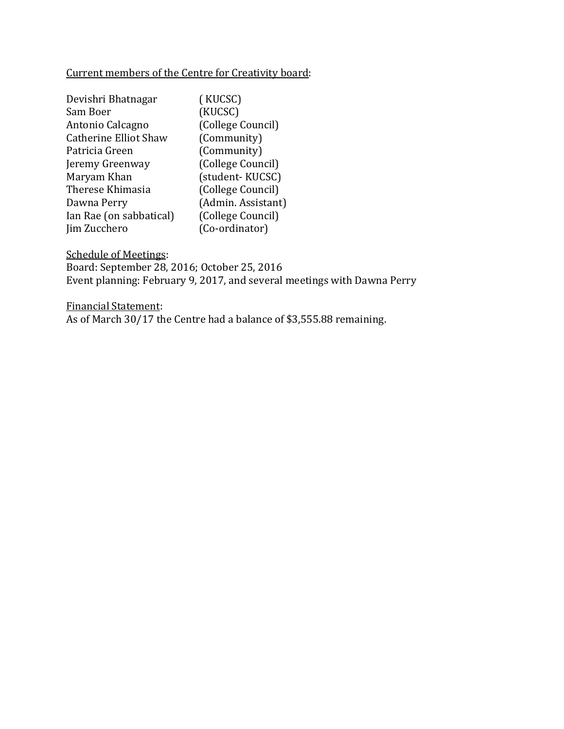Current members of the Centre for Creativity board:

| | |
|---|---|
| Devishri Bhatnagar | ( KUCSC) |
| Sam Boer | (KUCSC) |
| Antonio Calcagno | (College Council) |
| Catherine Elliot Shaw | (Community) |
| Patricia Green | (Community) |
| Jeremy Greenway | (College Council) |
| Maryam Khan | (student- KUCSC) |
| Therese Khimasia | (College Council) |
| Dawna Perry | (Admin. Assistant) |
| Ian Rae (on sabbatical) | (College Council) |
| Jim Zucchero | (Co-ordinator) |

Schedule of Meetings:
Board: September 28, 2016; October 25, 2016
Event planning: February 9, 2017, and several meetings with Dawna Perry

Financial Statement:
As of March 30/17 the Centre had a balance of $3,555.88 remaining.